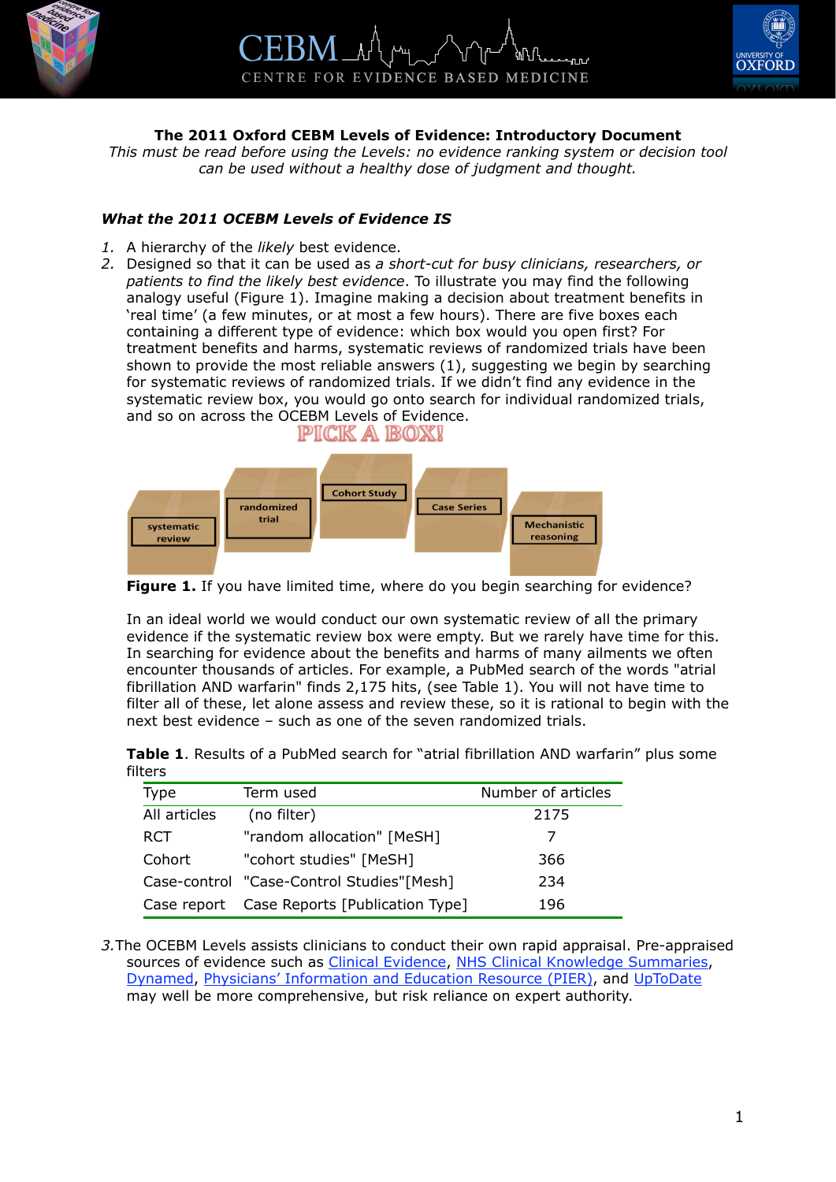**The 2011 Oxford CEBM Levels of Evidence: Introductory Document**

*This must be read before using the Levels: no evidence ranking system or decision tool can be used without a healthy dose of judgment and thought.*

## *What the 2011 OCEBM Levels of Evidence IS*

1. A hierarchy of the *likely* best evidence.
2. Designed so that it can be used as *a short-cut for busy clinicians, researchers, or patients to find the likely best evidence*. To illustrate you may find the following analogy useful (Figure 1). Imagine making a decision about treatment benefits in 'real time' (a few minutes, or at most a few hours). There are five boxes each containing a different type of evidence: which box would you open first? For treatment benefits and harms, systematic reviews of randomized trials have been shown to provide the most reliable answers (1), suggesting we begin by searching for systematic reviews of randomized trials. If we didn't find any evidence in the systematic review box, you would go onto search for individual randomized trials, and so on across the OCEBM Levels of Evidence.

PICK A BOX!

systematic review | randomized trial | Cohort Study | Case Series | Mechanistic reasoning

**Figure 1.** If you have limited time, where do you begin searching for evidence?

In an ideal world we would conduct our own systematic review of all the primary evidence if the systematic review box were empty. But we rarely have time for this. In searching for evidence about the benefits and harms of many ailments we often encounter thousands of articles. For example, a PubMed search of the words "atrial fibrillation AND warfarin" finds 2,175 hits, (see Table 1). You will not have time to filter all of these, let alone assess and review these, so it is rational to begin with the next best evidence – such as one of the seven randomized trials.

**Table 1**. Results of a PubMed search for "atrial fibrillation AND warfarin" plus some filters

| Type | Term used | Number of articles |
|---|---|---|
| All articles | (no filter) | 2175 |
| RCT | "random allocation" [MeSH] | 7 |
| Cohort | "cohort studies" [MeSH] | 366 |
| Case-control | "Case-Control Studies"[Mesh] | 234 |
| Case report | Case Reports [Publication Type] | 196 |

3. The OCEBM Levels assists clinicians to conduct their own rapid appraisal. Pre-appraised sources of evidence such as Clinical Evidence, NHS Clinical Knowledge Summaries, Dynamed, Physicians' Information and Education Resource (PIER), and UpToDate may well be more comprehensive, but risk reliance on expert authority.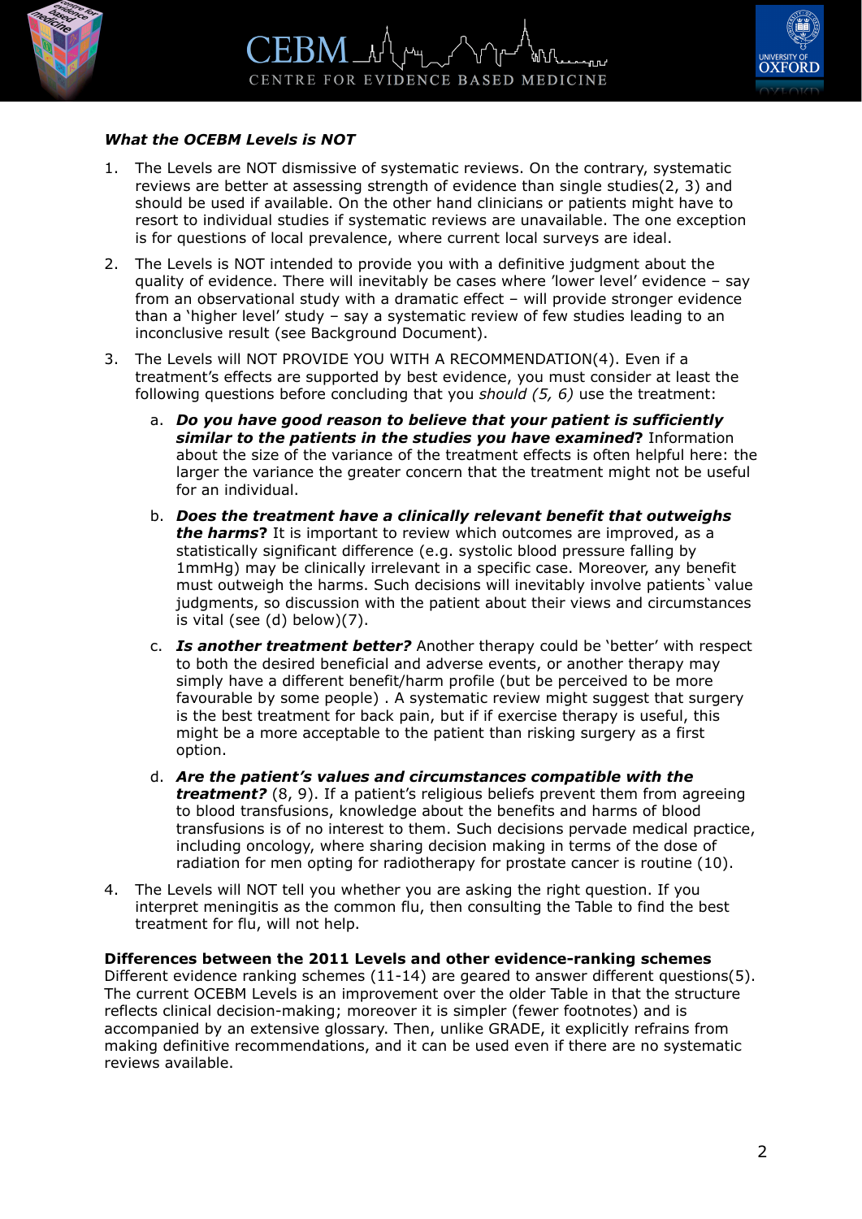***What the OCEBM Levels is NOT***

1. The Levels are NOT dismissive of systematic reviews. On the contrary, systematic reviews are better at assessing strength of evidence than single studies(2, 3) and should be used if available. On the other hand clinicians or patients might have to resort to individual studies if systematic reviews are unavailable. The one exception is for questions of local prevalence, where current local surveys are ideal.
2. The Levels is NOT intended to provide you with a definitive judgment about the quality of evidence. There will inevitably be cases where 'lower level' evidence – say from an observational study with a dramatic effect – will provide stronger evidence than a 'higher level' study – say a systematic review of few studies leading to an inconclusive result (see Background Document).
3. The Levels will NOT PROVIDE YOU WITH A RECOMMENDATION(4). Even if a treatment's effects are supported by best evidence, you must consider at least the following questions before concluding that you *should (5, 6)* use the treatment:
    a. ***Do you have good reason to believe that your patient is sufficiently similar to the patients in the studies you have examined*?** Information about the size of the variance of the treatment effects is often helpful here: the larger the variance the greater concern that the treatment might not be useful for an individual.
    b. ***Does the treatment have a clinically relevant benefit that outweighs the harms*?** It is important to review which outcomes are improved, as a statistically significant difference (e.g. systolic blood pressure falling by 1mmHg) may be clinically irrelevant in a specific case. Moreover, any benefit must outweigh the harms. Such decisions will inevitably involve patients` value judgments, so discussion with the patient about their views and circumstances is vital (see (d) below)(7).
    c. ***Is another treatment better?*** Another therapy could be 'better' with respect to both the desired beneficial and adverse events, or another therapy may simply have a different benefit/harm profile (but be perceived to be more favourable by some people) . A systematic review might suggest that surgery is the best treatment for back pain, but if if exercise therapy is useful, this might be a more acceptable to the patient than risking surgery as a first option.
    d. ***Are the patient's values and circumstances compatible with the treatment?*** (8, 9). If a patient's religious beliefs prevent them from agreeing to blood transfusions, knowledge about the benefits and harms of blood transfusions is of no interest to them. Such decisions pervade medical practice, including oncology, where sharing decision making in terms of the dose of radiation for men opting for radiotherapy for prostate cancer is routine (10).
4. The Levels will NOT tell you whether you are asking the right question. If you interpret meningitis as the common flu, then consulting the Table to find the best treatment for flu, will not help.

**Differences between the 2011 Levels and other evidence-ranking schemes**

Different evidence ranking schemes (11-14) are geared to answer different questions(5). The current OCEBM Levels is an improvement over the older Table in that the structure reflects clinical decision-making; moreover it is simpler (fewer footnotes) and is accompanied by an extensive glossary. Then, unlike GRADE, it explicitly refrains from making definitive recommendations, and it can be used even if there are no systematic reviews available.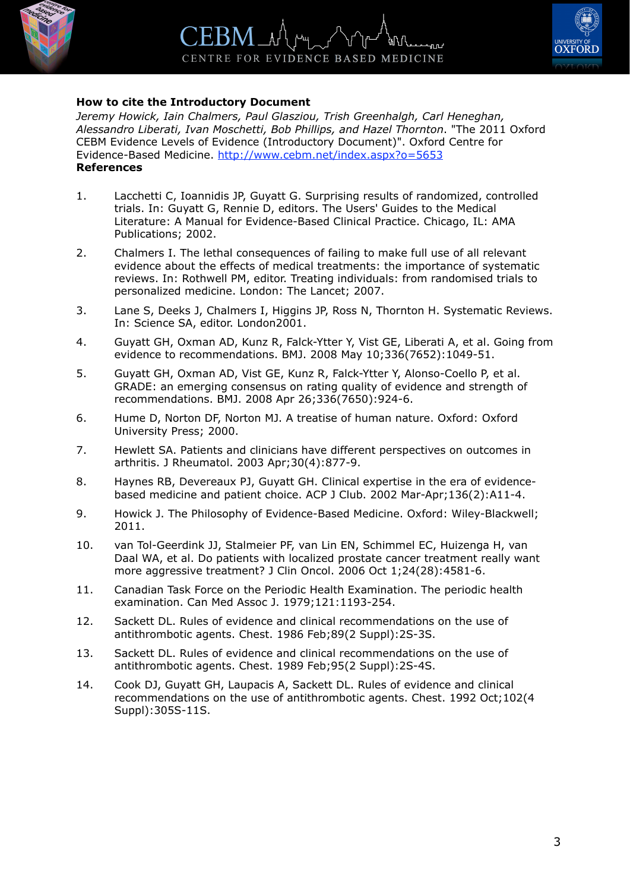**How to cite the Introductory Document**

*Jeremy Howick, Iain Chalmers, Paul Glasziou, Trish Greenhalgh, Carl Heneghan, Alessandro Liberati, Ivan Moschetti, Bob Phillips, and Hazel Thornton*. "The 2011 Oxford CEBM Evidence Levels of Evidence (Introductory Document)". Oxford Centre for Evidence-Based Medicine. http://www.cebm.net/index.aspx?o=5653

**References**

1. Lacchetti C, Ioannidis JP, Guyatt G. Surprising results of randomized, controlled trials. In: Guyatt G, Rennie D, editors. The Users' Guides to the Medical Literature: A Manual for Evidence-Based Clinical Practice. Chicago, IL: AMA Publications; 2002.
2. Chalmers I. The lethal consequences of failing to make full use of all relevant evidence about the effects of medical treatments: the importance of systematic reviews. In: Rothwell PM, editor. Treating individuals: from randomised trials to personalized medicine. London: The Lancet; 2007.
3. Lane S, Deeks J, Chalmers I, Higgins JP, Ross N, Thornton H. Systematic Reviews. In: Science SA, editor. London2001.
4. Guyatt GH, Oxman AD, Kunz R, Falck-Ytter Y, Vist GE, Liberati A, et al. Going from evidence to recommendations. BMJ. 2008 May 10;336(7652):1049-51.
5. Guyatt GH, Oxman AD, Vist GE, Kunz R, Falck-Ytter Y, Alonso-Coello P, et al. GRADE: an emerging consensus on rating quality of evidence and strength of recommendations. BMJ. 2008 Apr 26;336(7650):924-6.
6. Hume D, Norton DF, Norton MJ. A treatise of human nature. Oxford: Oxford University Press; 2000.
7. Hewlett SA. Patients and clinicians have different perspectives on outcomes in arthritis. J Rheumatol. 2003 Apr;30(4):877-9.
8. Haynes RB, Devereaux PJ, Guyatt GH. Clinical expertise in the era of evidence-based medicine and patient choice. ACP J Club. 2002 Mar-Apr;136(2):A11-4.
9. Howick J. The Philosophy of Evidence-Based Medicine. Oxford: Wiley-Blackwell; 2011.
10. van Tol-Geerdink JJ, Stalmeier PF, van Lin EN, Schimmel EC, Huizenga H, van Daal WA, et al. Do patients with localized prostate cancer treatment really want more aggressive treatment? J Clin Oncol. 2006 Oct 1;24(28):4581-6.
11. Canadian Task Force on the Periodic Health Examination. The periodic health examination. Can Med Assoc J. 1979;121:1193-254.
12. Sackett DL. Rules of evidence and clinical recommendations on the use of antithrombotic agents. Chest. 1986 Feb;89(2 Suppl):2S-3S.
13. Sackett DL. Rules of evidence and clinical recommendations on the use of antithrombotic agents. Chest. 1989 Feb;95(2 Suppl):2S-4S.
14. Cook DJ, Guyatt GH, Laupacis A, Sackett DL. Rules of evidence and clinical recommendations on the use of antithrombotic agents. Chest. 1992 Oct;102(4 Suppl):305S-11S.